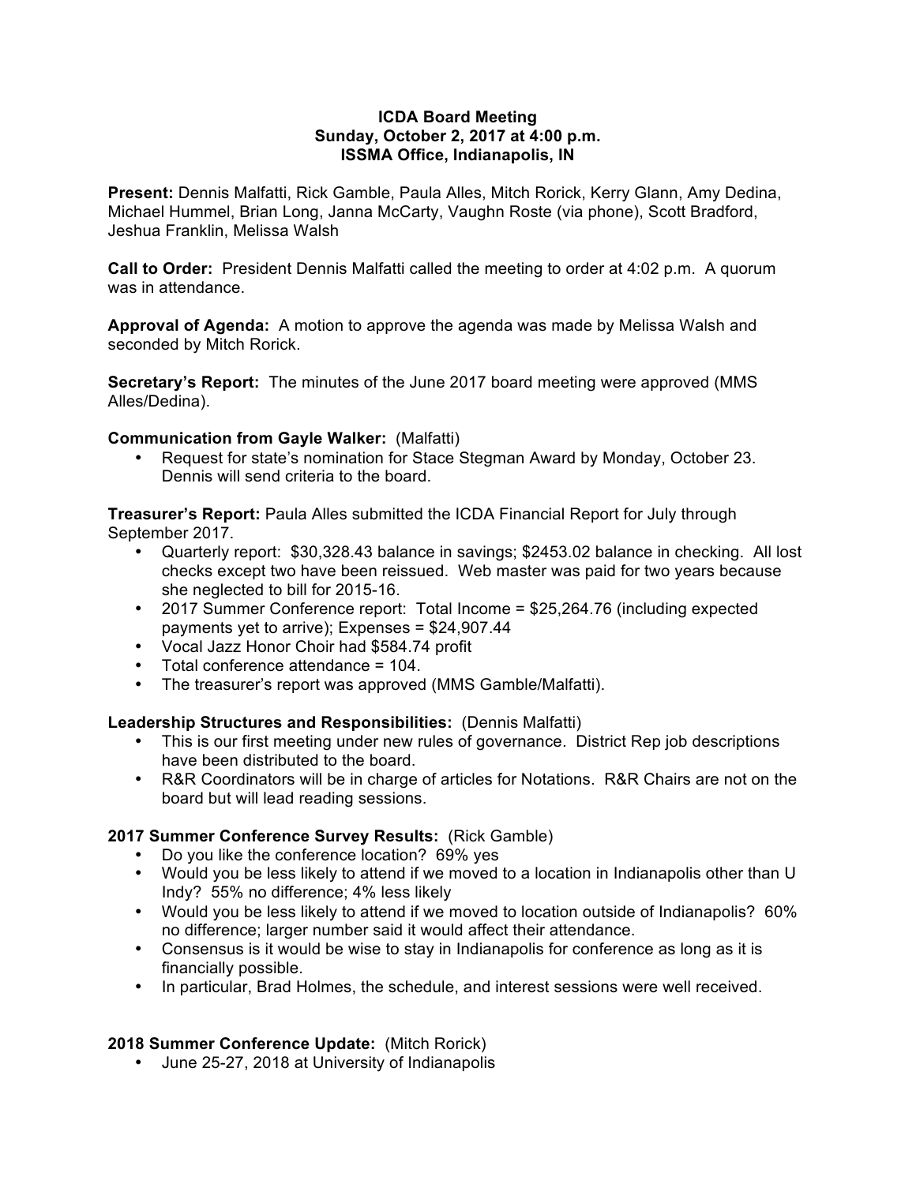# ICDA Board Meeting
## Sunday, October 2, 2017 at 4:00 p.m.
## ISSMA Office, Indianapolis, IN

**Present:** Dennis Malfatti, Rick Gamble, Paula Alles, Mitch Rorick, Kerry Glann, Amy Dedina, Michael Hummel, Brian Long, Janna McCarty, Vaughn Roste (via phone), Scott Bradford, Jeshua Franklin, Melissa Walsh

**Call to Order:** President Dennis Malfatti called the meeting to order at 4:02 p.m. A quorum was in attendance.

**Approval of Agenda:** A motion to approve the agenda was made by Melissa Walsh and seconded by Mitch Rorick.

**Secretary's Report:** The minutes of the June 2017 board meeting were approved (MMS Alles/Dedina).

**Communication from Gayle Walker:** (Malfatti)

- Request for state's nomination for Stace Stegman Award by Monday, October 23. Dennis will send criteria to the board.

**Treasurer's Report:** Paula Alles submitted the ICDA Financial Report for July through September 2017.

- Quarterly report: $30,328.43 balance in savings; $2453.02 balance in checking. All lost checks except two have been reissued. Web master was paid for two years because she neglected to bill for 2015-16.
- 2017 Summer Conference report: Total Income = $25,264.76 (including expected payments yet to arrive); Expenses = $24,907.44
- Vocal Jazz Honor Choir had $584.74 profit
- Total conference attendance = 104.
- The treasurer's report was approved (MMS Gamble/Malfatti).

**Leadership Structures and Responsibilities:** (Dennis Malfatti)

- This is our first meeting under new rules of governance. District Rep job descriptions have been distributed to the board.
- R&R Coordinators will be in charge of articles for Notations. R&R Chairs are not on the board but will lead reading sessions.

**2017 Summer Conference Survey Results:** (Rick Gamble)

- Do you like the conference location? 69% yes
- Would you be less likely to attend if we moved to a location in Indianapolis other than U Indy? 55% no difference; 4% less likely
- Would you be less likely to attend if we moved to location outside of Indianapolis? 60% no difference; larger number said it would affect their attendance.
- Consensus is it would be wise to stay in Indianapolis for conference as long as it is financially possible.
- In particular, Brad Holmes, the schedule, and interest sessions were well received.

**2018 Summer Conference Update:** (Mitch Rorick)

- June 25-27, 2018 at University of Indianapolis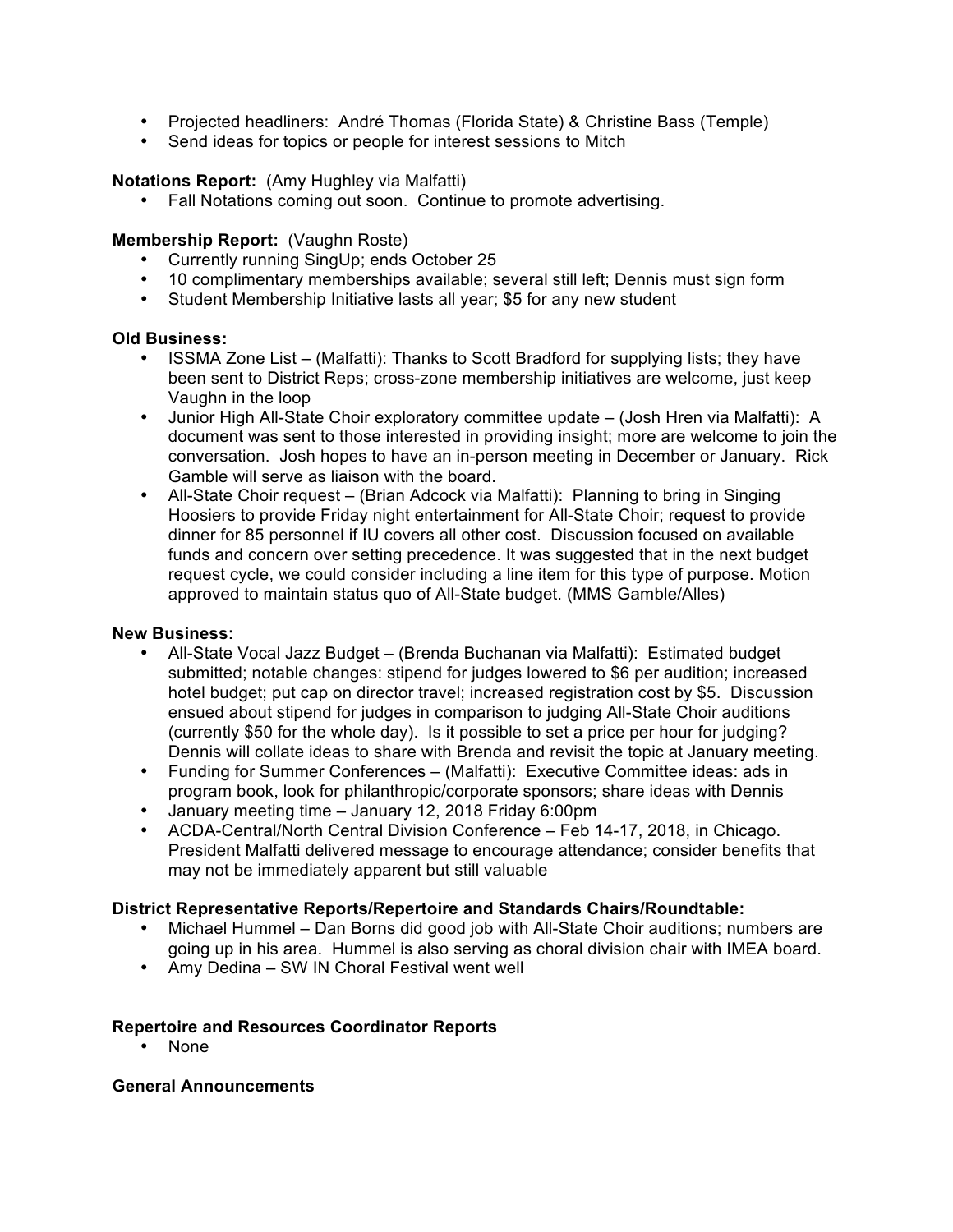- Projected headliners: André Thomas (Florida State) & Christine Bass (Temple)
- Send ideas for topics or people for interest sessions to Mitch

**Notations Report:** (Amy Hughley via Malfatti)

- Fall Notations coming out soon. Continue to promote advertising.

**Membership Report:** (Vaughn Roste)

- Currently running SingUp; ends October 25
- 10 complimentary memberships available; several still left; Dennis must sign form
- Student Membership Initiative lasts all year; $5 for any new student

**Old Business:**

- ISSMA Zone List – (Malfatti): Thanks to Scott Bradford for supplying lists; they have been sent to District Reps; cross-zone membership initiatives are welcome, just keep Vaughn in the loop
- Junior High All-State Choir exploratory committee update – (Josh Hren via Malfatti): A document was sent to those interested in providing insight; more are welcome to join the conversation. Josh hopes to have an in-person meeting in December or January. Rick Gamble will serve as liaison with the board.
- All-State Choir request – (Brian Adcock via Malfatti): Planning to bring in Singing Hoosiers to provide Friday night entertainment for All-State Choir; request to provide dinner for 85 personnel if IU covers all other cost. Discussion focused on available funds and concern over setting precedence. It was suggested that in the next budget request cycle, we could consider including a line item for this type of purpose. Motion approved to maintain status quo of All-State budget. (MMS Gamble/Alles)

**New Business:**

- All-State Vocal Jazz Budget – (Brenda Buchanan via Malfatti): Estimated budget submitted; notable changes: stipend for judges lowered to $6 per audition; increased hotel budget; put cap on director travel; increased registration cost by $5. Discussion ensued about stipend for judges in comparison to judging All-State Choir auditions (currently $50 for the whole day). Is it possible to set a price per hour for judging? Dennis will collate ideas to share with Brenda and revisit the topic at January meeting.
- Funding for Summer Conferences – (Malfatti): Executive Committee ideas: ads in program book, look for philanthropic/corporate sponsors; share ideas with Dennis
- January meeting time – January 12, 2018 Friday 6:00pm
- ACDA-Central/North Central Division Conference – Feb 14-17, 2018, in Chicago. President Malfatti delivered message to encourage attendance; consider benefits that may not be immediately apparent but still valuable

**District Representative Reports/Repertoire and Standards Chairs/Roundtable:**

- Michael Hummel – Dan Borns did good job with All-State Choir auditions; numbers are going up in his area. Hummel is also serving as choral division chair with IMEA board.
- Amy Dedina – SW IN Choral Festival went well

**Repertoire and Resources Coordinator Reports**

- None

**General Announcements**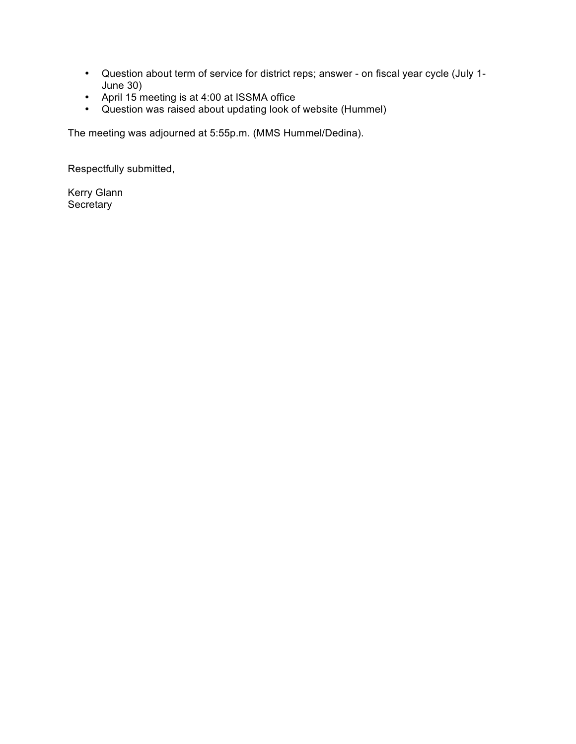- Question about term of service for district reps; answer - on fiscal year cycle (July 1-June 30)
- April 15 meeting is at 4:00 at ISSMA office
- Question was raised about updating look of website (Hummel)

The meeting was adjourned at 5:55p.m. (MMS Hummel/Dedina).

Respectfully submitted,

Kerry Glann
Secretary